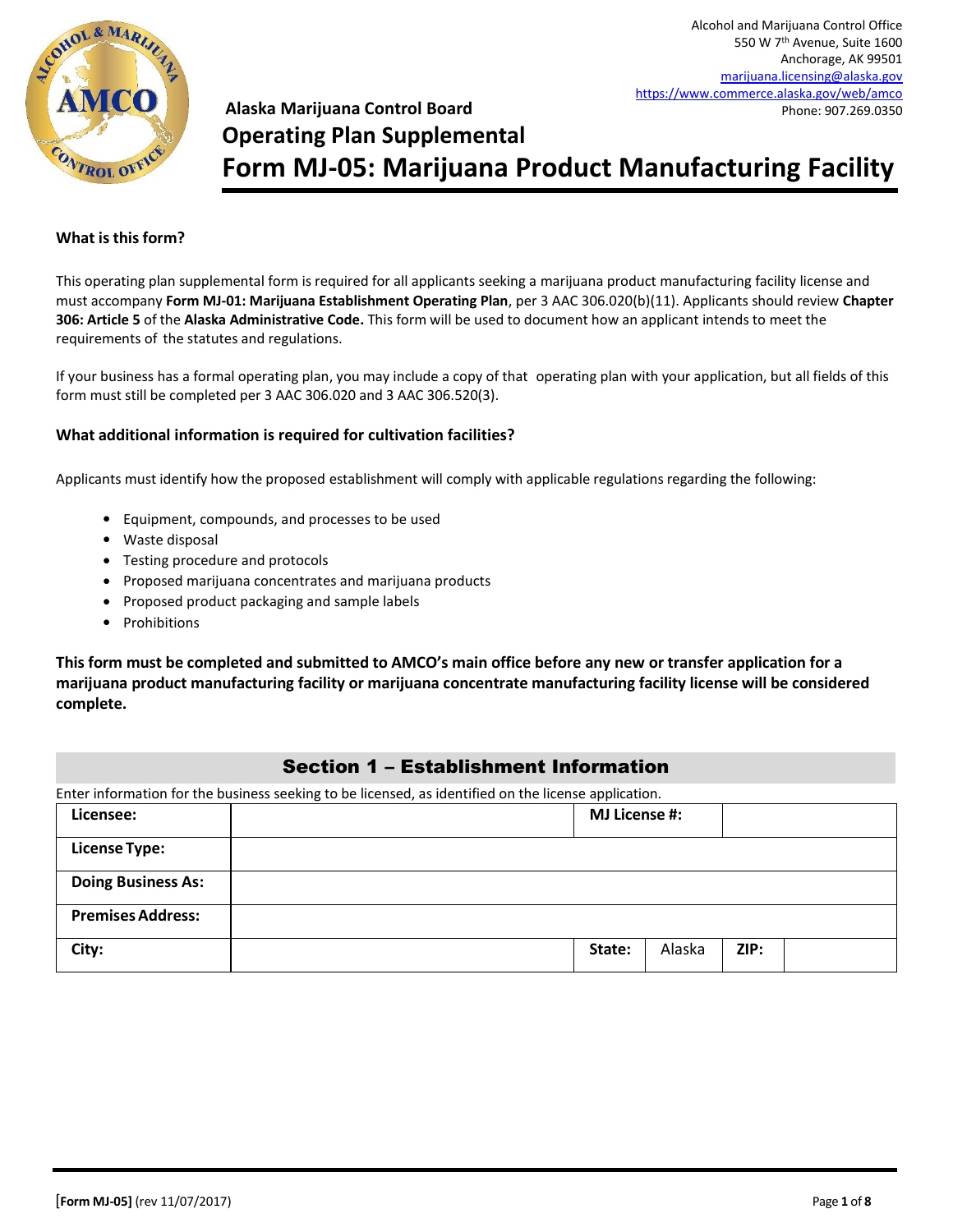Alcohol and Marijuana Control Office
550 W 7th Avenue, Suite 1600
Anchorage, AK 99501
marijuana.licensing@alaska.gov
https://www.commerce.alaska.gov/web/amco
Phone: 907.269.0350

**Alaska Marijuana Control Board**

# Operating Plan Supplemental

# Form MJ-05: Marijuana Product Manufacturing Facility

### What is this form?

This operating plan supplemental form is required for all applicants seeking a marijuana product manufacturing facility license and must accompany **Form MJ-01: Marijuana Establishment Operating Plan**, per 3 AAC 306.020(b)(11). Applicants should review **Chapter 306: Article 5** of the **Alaska Administrative Code.** This form will be used to document how an applicant intends to meet the requirements of the statutes and regulations.

If your business has a formal operating plan, you may include a copy of that operating plan with your application, but all fields of this form must still be completed per 3 AAC 306.020 and 3 AAC 306.520(3).

### What additional information is required for cultivation facilities?

Applicants must identify how the proposed establishment will comply with applicable regulations regarding the following:

- Equipment, compounds, and processes to be used
- Waste disposal
- Testing procedure and protocols
- Proposed marijuana concentrates and marijuana products
- Proposed product packaging and sample labels
- Prohibitions

**This form must be completed and submitted to AMCO's main office before any new or transfer application for a marijuana product manufacturing facility or marijuana concentrate manufacturing facility license will be considered complete.**

## Section 1 – Establishment Information

Enter information for the business seeking to be licensed, as identified on the license application.

| | | | | | |
|---|---|---|---|---|---|
| **Licensee:** | | **MJ License #:** | | | |
| **License Type:** | | | | | |
| **Doing Business As:** | | | | | |
| **Premises Address:** | | | | | |
| **City:** | | **State:** | Alaska | **ZIP:** | |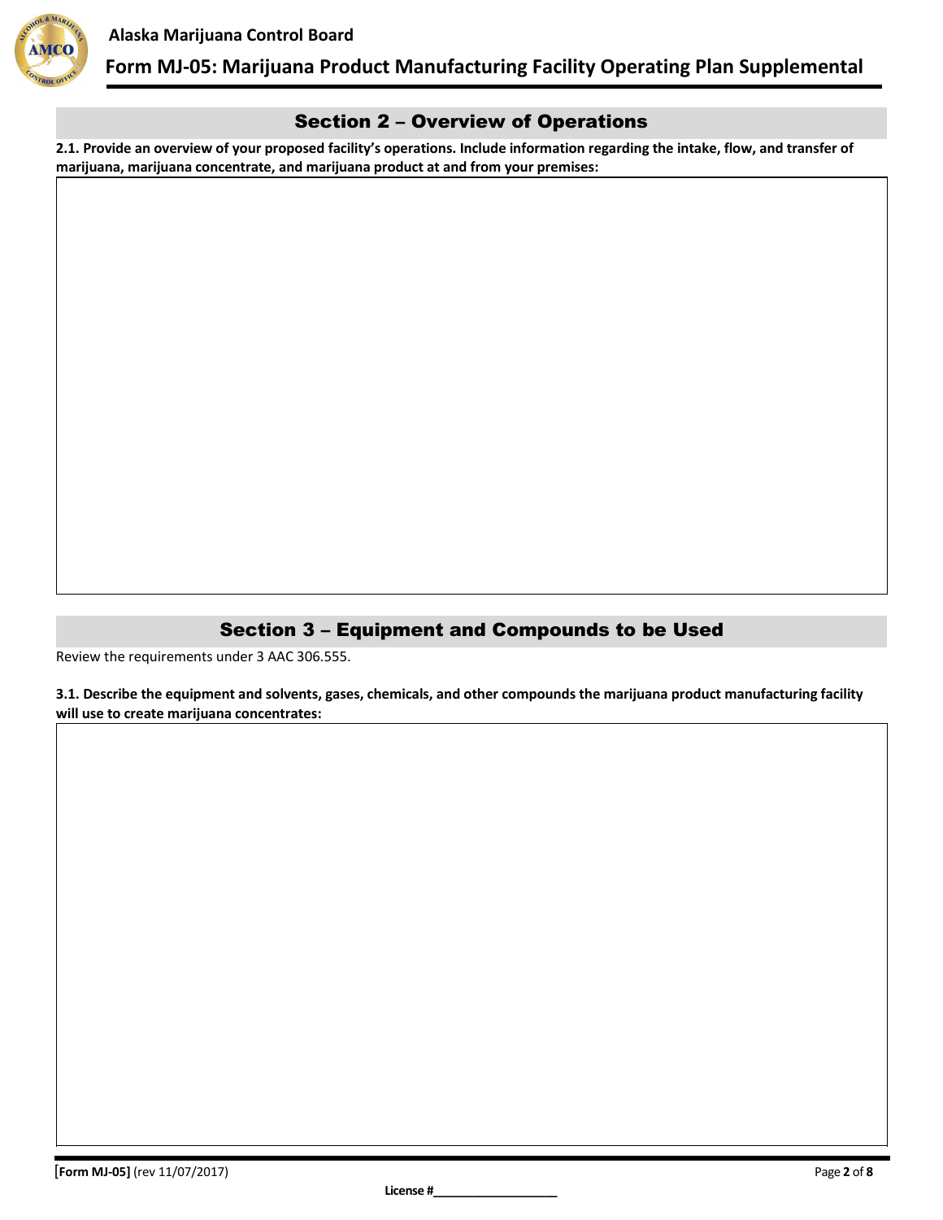## Section 2 – Overview of Operations

**2.1. Provide an overview of your proposed facility's operations. Include information regarding the intake, flow, and transfer of marijuana, marijuana concentrate, and marijuana product at and from your premises:**

## Section 3 – Equipment and Compounds to be Used

Review the requirements under 3 AAC 306.555.

**3.1. Describe the equipment and solvents, gases, chemicals, and other compounds the marijuana product manufacturing facility will use to create marijuana concentrates:**

**License #**___________________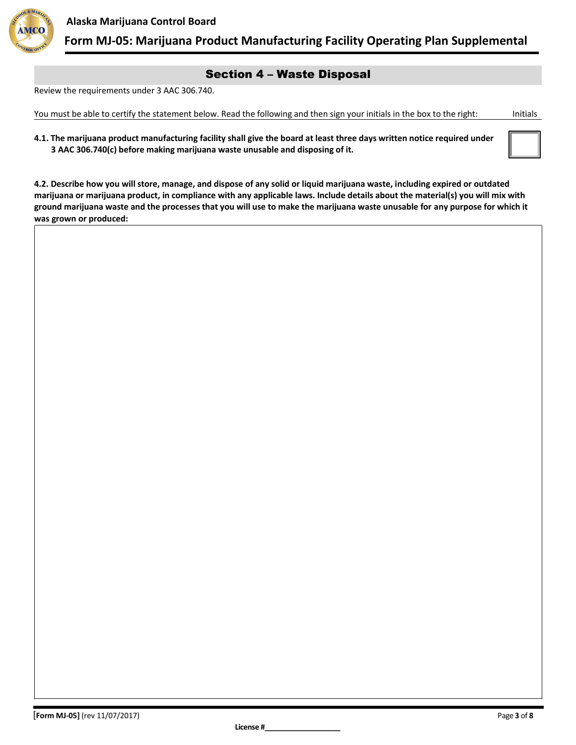## Section 4 – Waste Disposal

Review the requirements under 3 AAC 306.740.

You must be able to certify the statement below. Read the following and then sign your initials in the box to the right: Initials

**4.1. The marijuana product manufacturing facility shall give the board at least three days written notice required under 3 AAC 306.740(c) before making marijuana waste unusable and disposing of it.**

**4.2. Describe how you will store, manage, and dispose of any solid or liquid marijuana waste, including expired or outdated marijuana or marijuana product, in compliance with any applicable laws. Include details about the material(s) you will mix with ground marijuana waste and the processes that you will use to make the marijuana waste unusable for any purpose for which it was grown or produced:**

License #\_\_\_\_\_\_\_\_\_\_\_\_\_\_\_\_\_\_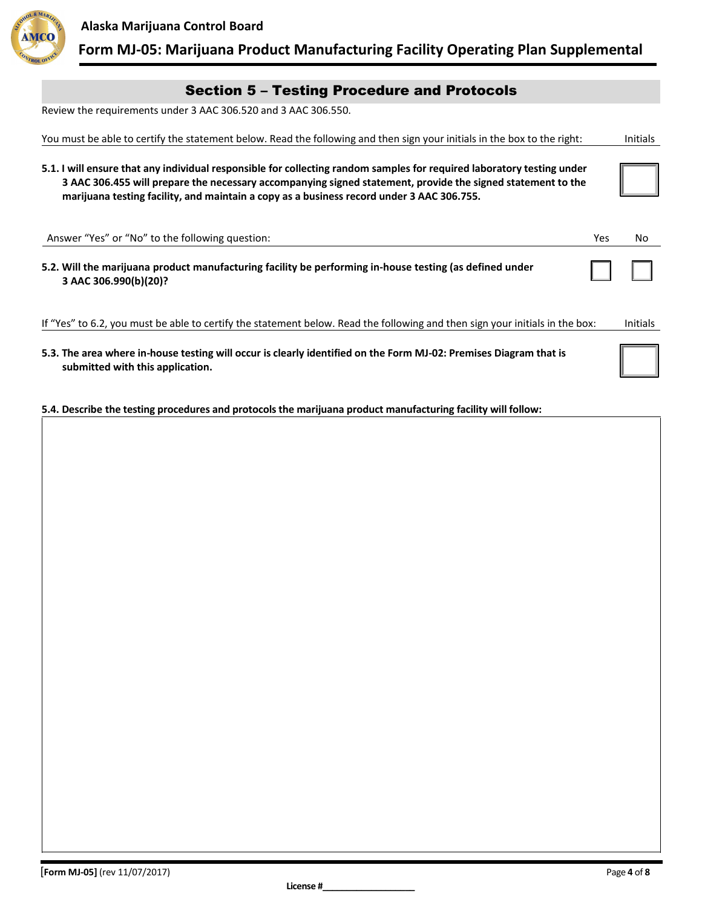## Section 5 – Testing Procedure and Protocols

Review the requirements under 3 AAC 306.520 and 3 AAC 306.550.

| You must be able to certify the statement below. Read the following and then sign your initials in the box to the right: | Initials |
|---|---|
| **5.1. I will ensure that any individual responsible for collecting random samples for required laboratory testing under 3 AAC 306.455 will prepare the necessary accompanying signed statement, provide the signed statement to the marijuana testing facility, and maintain a copy as a business record under 3 AAC 306.755.** | |

| Answer "Yes" or "No" to the following question: | Yes | No |
|---|---|---|
| **5.2. Will the marijuana product manufacturing facility be performing in-house testing (as defined under 3 AAC 306.990(b)(20)?** | | |

| If "Yes" to 6.2, you must be able to certify the statement below. Read the following and then sign your initials in the box: | Initials |
|---|---|
| **5.3. The area where in-house testing will occur is clearly identified on the Form MJ-02: Premises Diagram that is submitted with this application.** | |

**5.4. Describe the testing procedures and protocols the marijuana product manufacturing facility will follow:**

**[Form MJ-05]** (rev 11/07/2017)

**License #**___________________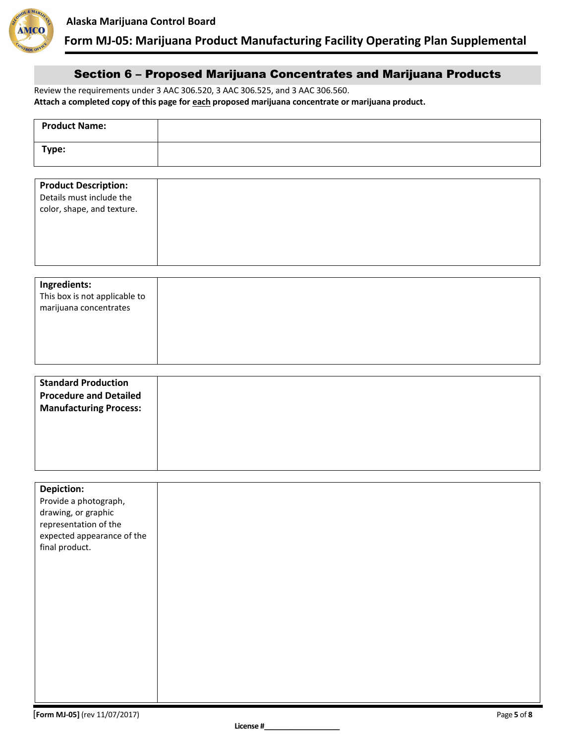## Section 6 – Proposed Marijuana Concentrates and Marijuana Products

Review the requirements under 3 AAC 306.520, 3 AAC 306.525, and 3 AAC 306.560.

**Attach a completed copy of this page for each proposed marijuana concentrate or marijuana product.**

| **Product Name:** | |
|---|---|
| **Type:** | |

| **Product Description:** Details must include the color, shape, and texture. | |
|---|---|

| **Ingredients:** This box is not applicable to marijuana concentrates | |
|---|---|

| **Standard Production Procedure and Detailed Manufacturing Process:** | |
|---|---|

| **Depiction:** Provide a photograph, drawing, or graphic representation of the expected appearance of the final product. | |
|---|---|

**[Form MJ-05]** (rev 11/07/2017)

**License #**___________________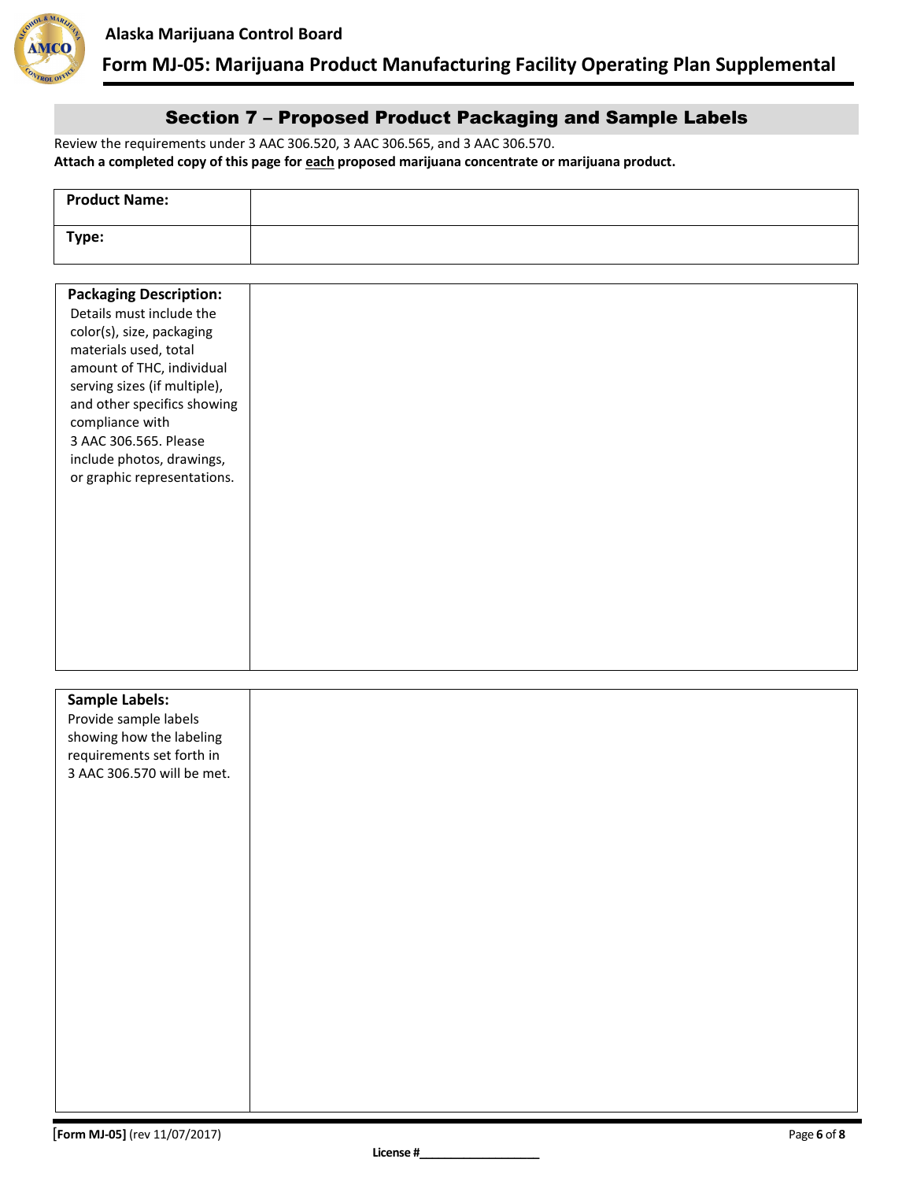## Section 7 – Proposed Product Packaging and Sample Labels

Review the requirements under 3 AAC 306.520, 3 AAC 306.565, and 3 AAC 306.570.

**Attach a completed copy of this page for each proposed marijuana concentrate or marijuana product.**

| **Product Name:** | |
|---|---|
| **Type:** | |

| **Packaging Description:** Details must include the color(s), size, packaging materials used, total amount of THC, individual serving sizes (if multiple), and other specifics showing compliance with 3 AAC 306.565. Please include photos, drawings, or graphic representations. | |
|---|---|

| **Sample Labels:** Provide sample labels showing how the labeling requirements set forth in 3 AAC 306.570 will be met. | |
|---|---|

License #\_\_\_\_\_\_\_\_\_\_\_\_\_\_\_\_\_\_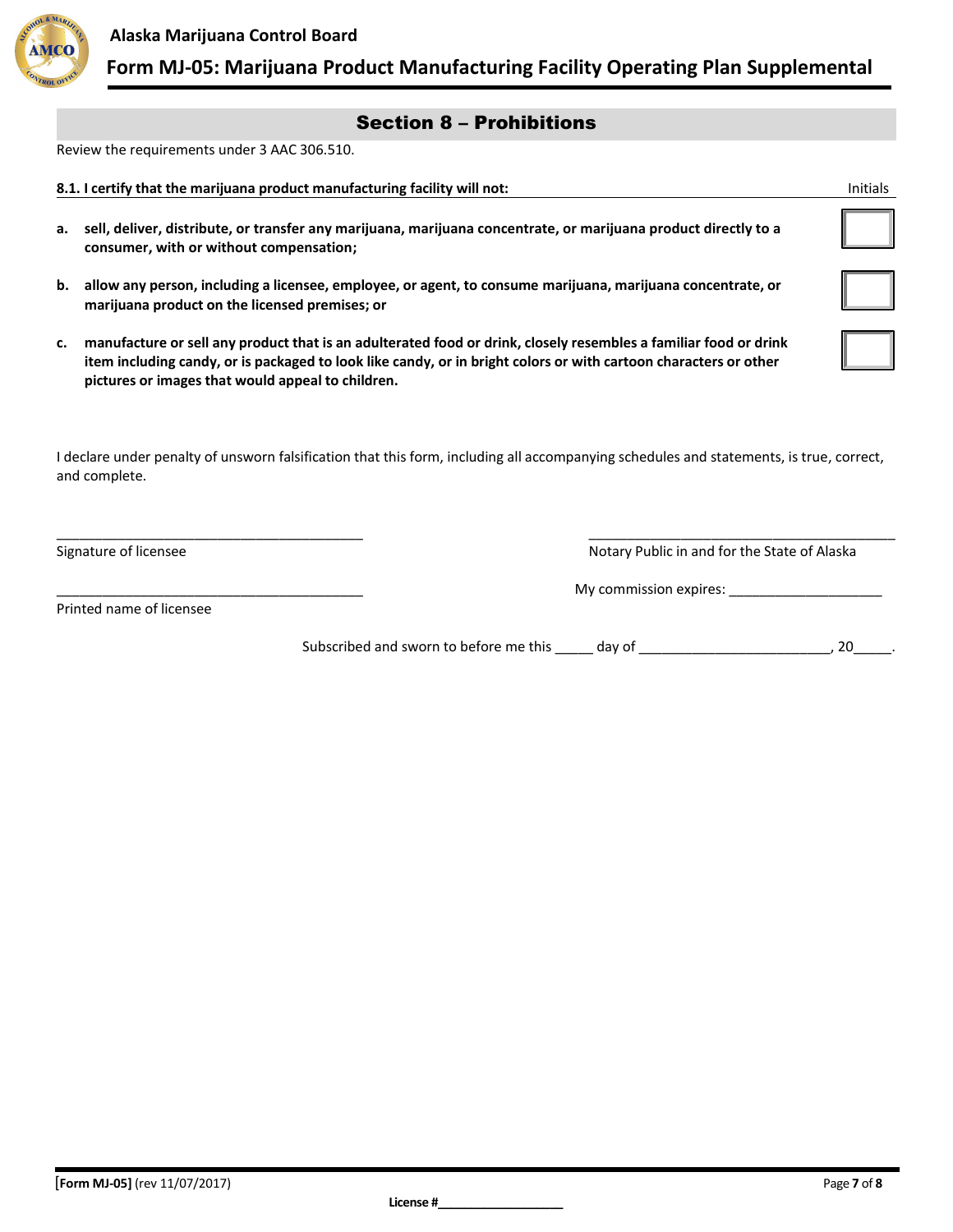## Section 8 – Prohibitions

Review the requirements under 3 AAC 306.510.

| **8.1. I certify that the marijuana product manufacturing facility will not:** | Initials |
|---|---|
| **a. sell, deliver, distribute, or transfer any marijuana, marijuana concentrate, or marijuana product directly to a consumer, with or without compensation;** | |
| **b. allow any person, including a licensee, employee, or agent, to consume marijuana, marijuana concentrate, or marijuana product on the licensed premises; or** | |
| **c. manufacture or sell any product that is an adulterated food or drink, closely resembles a familiar food or drink item including candy, or is packaged to look like candy, or in bright colors or with cartoon characters or other pictures or images that would appeal to children.** | |

I declare under penalty of unsworn falsification that this form, including all accompanying schedules and statements, is true, correct, and complete.

\_\_\_\_\_\_\_\_\_\_\_\_\_\_\_\_\_\_\_\_\_\_\_\_\_\_\_\_\_\_\_\_\_\_\_\_\_\_\_\_
Signature of licensee

\_\_\_\_\_\_\_\_\_\_\_\_\_\_\_\_\_\_\_\_\_\_\_\_\_\_\_\_\_\_\_\_\_\_\_\_\_\_\_\_
Printed name of licensee

\_\_\_\_\_\_\_\_\_\_\_\_\_\_\_\_\_\_\_\_\_\_\_\_\_\_\_\_\_\_\_\_\_\_\_\_\_\_\_\_
Notary Public in and for the State of Alaska

My commission expires: \_\_\_\_\_\_\_\_\_\_\_\_\_\_\_\_\_\_\_\_

Subscribed and sworn to before me this \_\_\_\_\_ day of \_\_\_\_\_\_\_\_\_\_\_\_\_\_\_\_\_\_\_\_\_\_\_\_\_, 20\_\_\_\_\_.

**License #**\_\_\_\_\_\_\_\_\_\_\_\_\_\_\_\_\_\_\_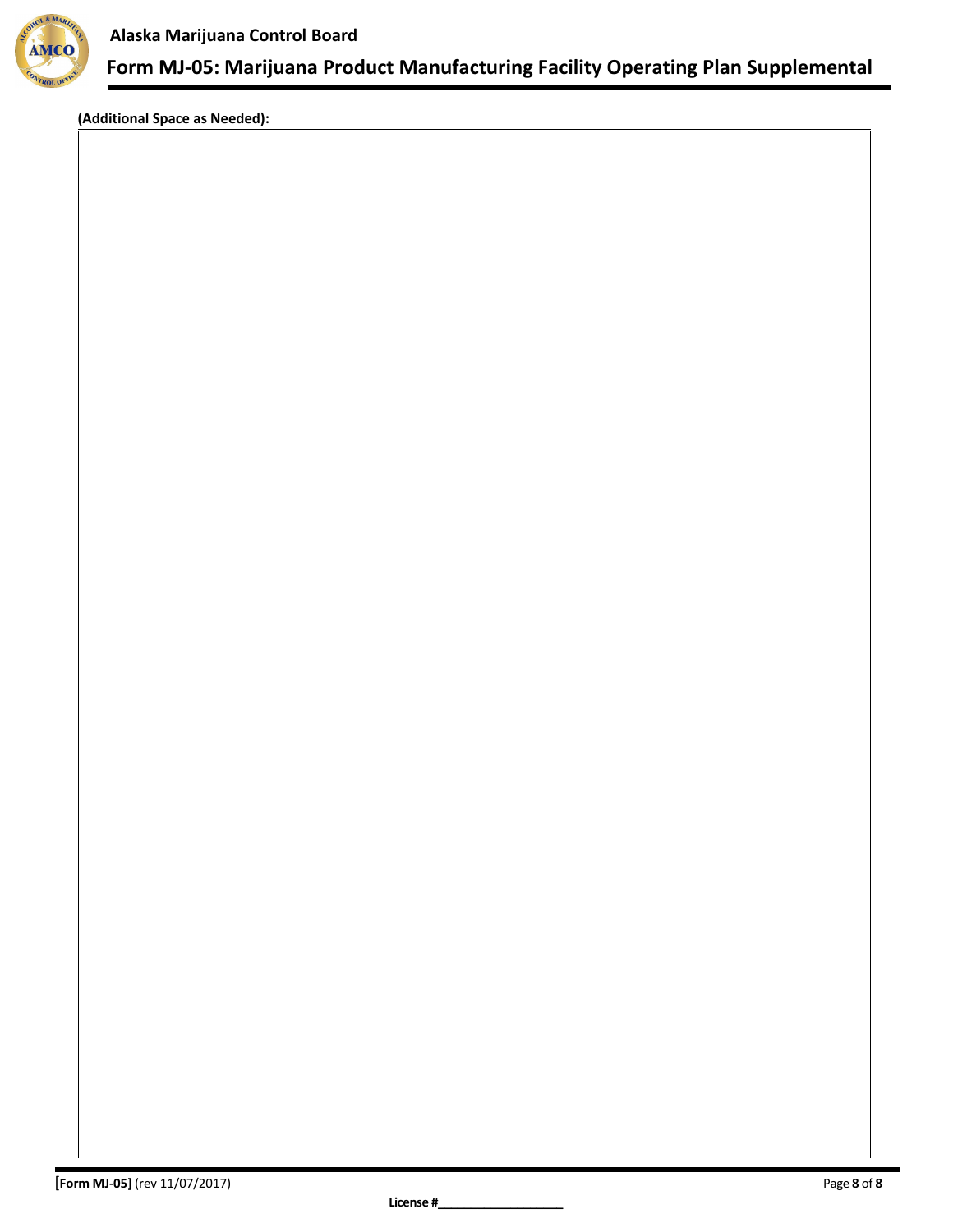**(Additional Space as Needed):**

License #__________________